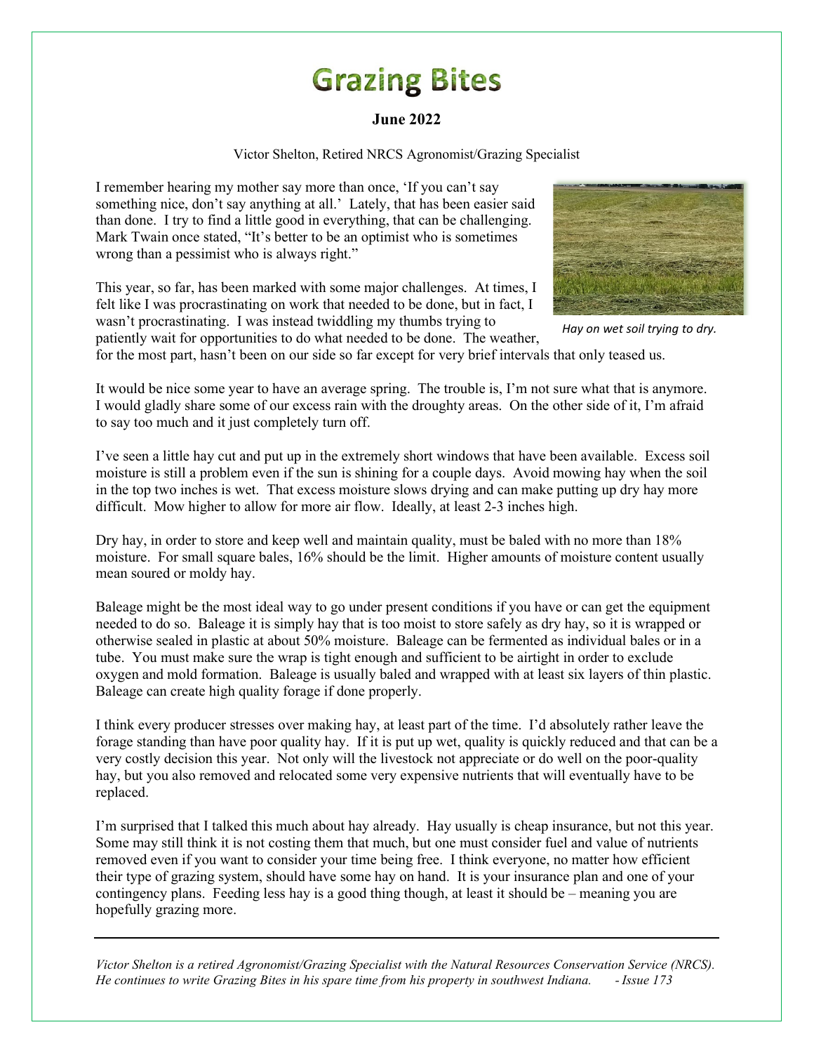# Grazing Bites

**June 2022**

Victor Shelton, Retired NRCS Agronomist/Grazing Specialist

I remember hearing my mother say more than once, 'If you can't say something nice, don't say anything at all.' Lately, that has been easier said than done. I try to find a little good in everything, that can be challenging. Mark Twain once stated, "It's better to be an optimist who is sometimes wrong than a pessimist who is always right."

This year, so far, has been marked with some major challenges. At times, I felt like I was procrastinating on work that needed to be done, but in fact, I wasn't procrastinating. I was instead twiddling my thumbs trying to patiently wait for opportunities to do what needed to be done. The weather, for the most part, hasn't been on our side so far except for very brief intervals that only teased us.

*Hay on wet soil trying to dry.*

It would be nice some year to have an average spring. The trouble is, I'm not sure what that is anymore. I would gladly share some of our excess rain with the droughty areas. On the other side of it, I'm afraid to say too much and it just completely turn off.

I've seen a little hay cut and put up in the extremely short windows that have been available. Excess soil moisture is still a problem even if the sun is shining for a couple days. Avoid mowing hay when the soil in the top two inches is wet. That excess moisture slows drying and can make putting up dry hay more difficult. Mow higher to allow for more air flow. Ideally, at least 2-3 inches high.

Dry hay, in order to store and keep well and maintain quality, must be baled with no more than 18% moisture. For small square bales, 16% should be the limit. Higher amounts of moisture content usually mean soured or moldy hay.

Baleage might be the most ideal way to go under present conditions if you have or can get the equipment needed to do so. Baleage it is simply hay that is too moist to store safely as dry hay, so it is wrapped or otherwise sealed in plastic at about 50% moisture. Baleage can be fermented as individual bales or in a tube. You must make sure the wrap is tight enough and sufficient to be airtight in order to exclude oxygen and mold formation. Baleage is usually baled and wrapped with at least six layers of thin plastic. Baleage can create high quality forage if done properly.

I think every producer stresses over making hay, at least part of the time. I'd absolutely rather leave the forage standing than have poor quality hay. If it is put up wet, quality is quickly reduced and that can be a very costly decision this year. Not only will the livestock not appreciate or do well on the poor-quality hay, but you also removed and relocated some very expensive nutrients that will eventually have to be replaced.

I'm surprised that I talked this much about hay already. Hay usually is cheap insurance, but not this year. Some may still think it is not costing them that much, but one must consider fuel and value of nutrients removed even if you want to consider your time being free. I think everyone, no matter how efficient their type of grazing system, should have some hay on hand. It is your insurance plan and one of your contingency plans. Feeding less hay is a good thing though, at least it should be – meaning you are hopefully grazing more.

---

*Victor Shelton is a retired Agronomist/Grazing Specialist with the Natural Resources Conservation Service (NRCS). He continues to write Grazing Bites in his spare time from his property in southwest Indiana. - Issue 173*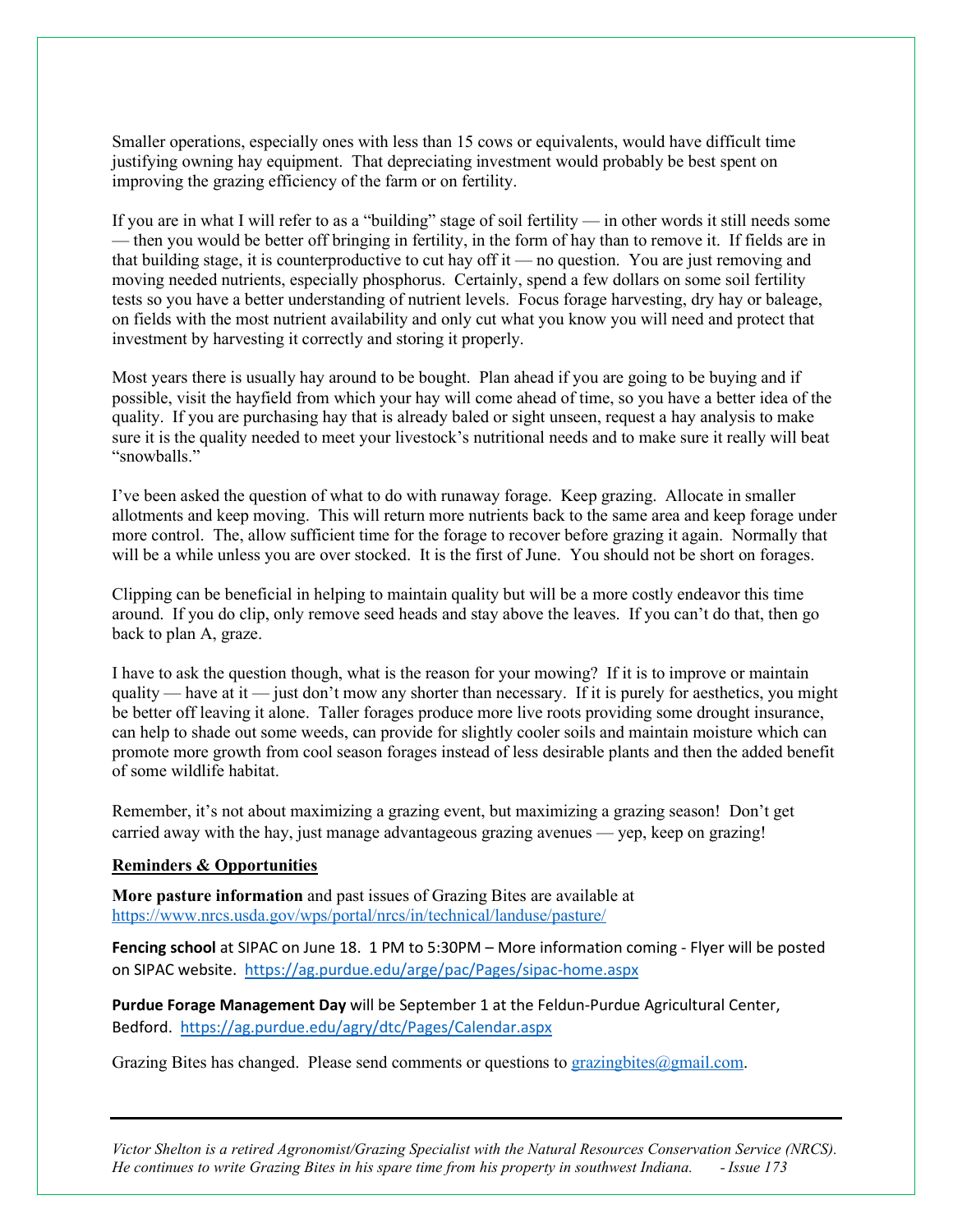Smaller operations, especially ones with less than 15 cows or equivalents, would have difficult time justifying owning hay equipment. That depreciating investment would probably be best spent on improving the grazing efficiency of the farm or on fertility.

If you are in what I will refer to as a "building" stage of soil fertility — in other words it still needs some — then you would be better off bringing in fertility, in the form of hay than to remove it. If fields are in that building stage, it is counterproductive to cut hay off it — no question. You are just removing and moving needed nutrients, especially phosphorus. Certainly, spend a few dollars on some soil fertility tests so you have a better understanding of nutrient levels. Focus forage harvesting, dry hay or baleage, on fields with the most nutrient availability and only cut what you know you will need and protect that investment by harvesting it correctly and storing it properly.

Most years there is usually hay around to be bought. Plan ahead if you are going to be buying and if possible, visit the hayfield from which your hay will come ahead of time, so you have a better idea of the quality. If you are purchasing hay that is already baled or sight unseen, request a hay analysis to make sure it is the quality needed to meet your livestock's nutritional needs and to make sure it really will beat "snowballs."

I've been asked the question of what to do with runaway forage. Keep grazing. Allocate in smaller allotments and keep moving. This will return more nutrients back to the same area and keep forage under more control. The, allow sufficient time for the forage to recover before grazing it again. Normally that will be a while unless you are over stocked. It is the first of June. You should not be short on forages.

Clipping can be beneficial in helping to maintain quality but will be a more costly endeavor this time around. If you do clip, only remove seed heads and stay above the leaves. If you can't do that, then go back to plan A, graze.

I have to ask the question though, what is the reason for your mowing? If it is to improve or maintain quality — have at it — just don't mow any shorter than necessary. If it is purely for aesthetics, you might be better off leaving it alone. Taller forages produce more live roots providing some drought insurance, can help to shade out some weeds, can provide for slightly cooler soils and maintain moisture which can promote more growth from cool season forages instead of less desirable plants and then the added benefit of some wildlife habitat.

Remember, it's not about maximizing a grazing event, but maximizing a grazing season! Don't get carried away with the hay, just manage advantageous grazing avenues — yep, keep on grazing!

**Reminders & Opportunities**

**More pasture information** and past issues of Grazing Bites are available at https://www.nrcs.usda.gov/wps/portal/nrcs/in/technical/landuse/pasture/

**Fencing school** at SIPAC on June 18. 1 PM to 5:30PM – More information coming - Flyer will be posted on SIPAC website. https://ag.purdue.edu/arge/pac/Pages/sipac-home.aspx

**Purdue Forage Management Day** will be September 1 at the Feldun-Purdue Agricultural Center, Bedford. https://ag.purdue.edu/agry/dtc/Pages/Calendar.aspx

Grazing Bites has changed. Please send comments or questions to grazingbites@gmail.com.

---

*Victor Shelton is a retired Agronomist/Grazing Specialist with the Natural Resources Conservation Service (NRCS). He continues to write Grazing Bites in his spare time from his property in southwest Indiana. - Issue 173*